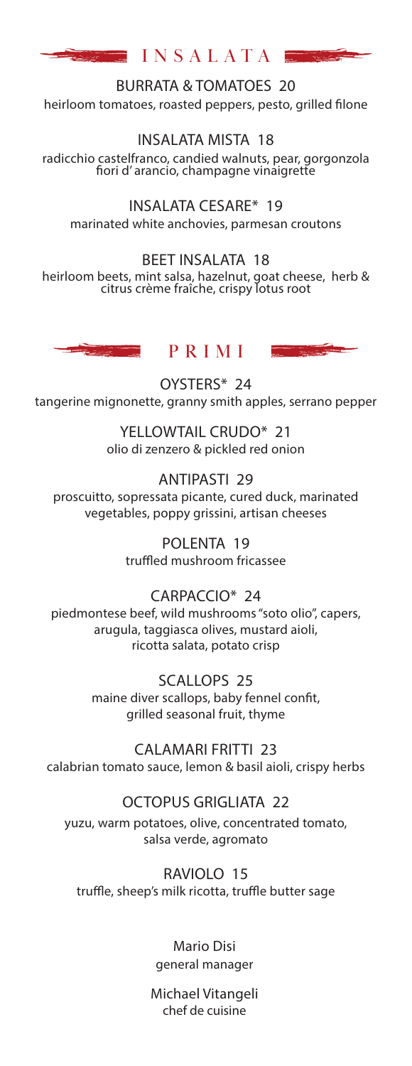## INSALATA

### BURRATA & TOMATOES 20
heirloom tomatoes, roasted peppers, pesto, grilled filone

### INSALATA MISTA 18
radicchio castelfranco, candied walnuts, pear, gorgonzola fiori d' arancio, champagne vinaigrette

### INSALATA CESARE* 19
marinated white anchovies, parmesan croutons

### BEET INSALATA 18
heirloom beets, mint salsa, hazelnut, goat cheese, herb & citrus crème fraîche, crispy lotus root

## PRIMI

### OYSTERS* 24
tangerine mignonette, granny smith apples, serrano pepper

### YELLOWTAIL CRUDO* 21
olio di zenzero & pickled red onion

### ANTIPASTI 29
proscuitto, sopressata picante, cured duck, marinated vegetables, poppy grissini, artisan cheeses

### POLENTA 19
truffled mushroom fricassee

### CARPACCIO* 24
piedmontese beef, wild mushrooms "soto olio", capers, arugula, taggiasca olives, mustard aioli, ricotta salata, potato crisp

### SCALLOPS 25
maine diver scallops, baby fennel confit, grilled seasonal fruit, thyme

### CALAMARI FRITTI 23
calabrian tomato sauce, lemon & basil aioli, crispy herbs

### OCTOPUS GRIGLIATA 22
yuzu, warm potatoes, olive, concentrated tomato, salsa verde, agromato

### RAVIOLO 15
truffle, sheep's milk ricotta, truffle butter sage

Mario Disi
general manager

Michael Vitangeli
chef de cuisine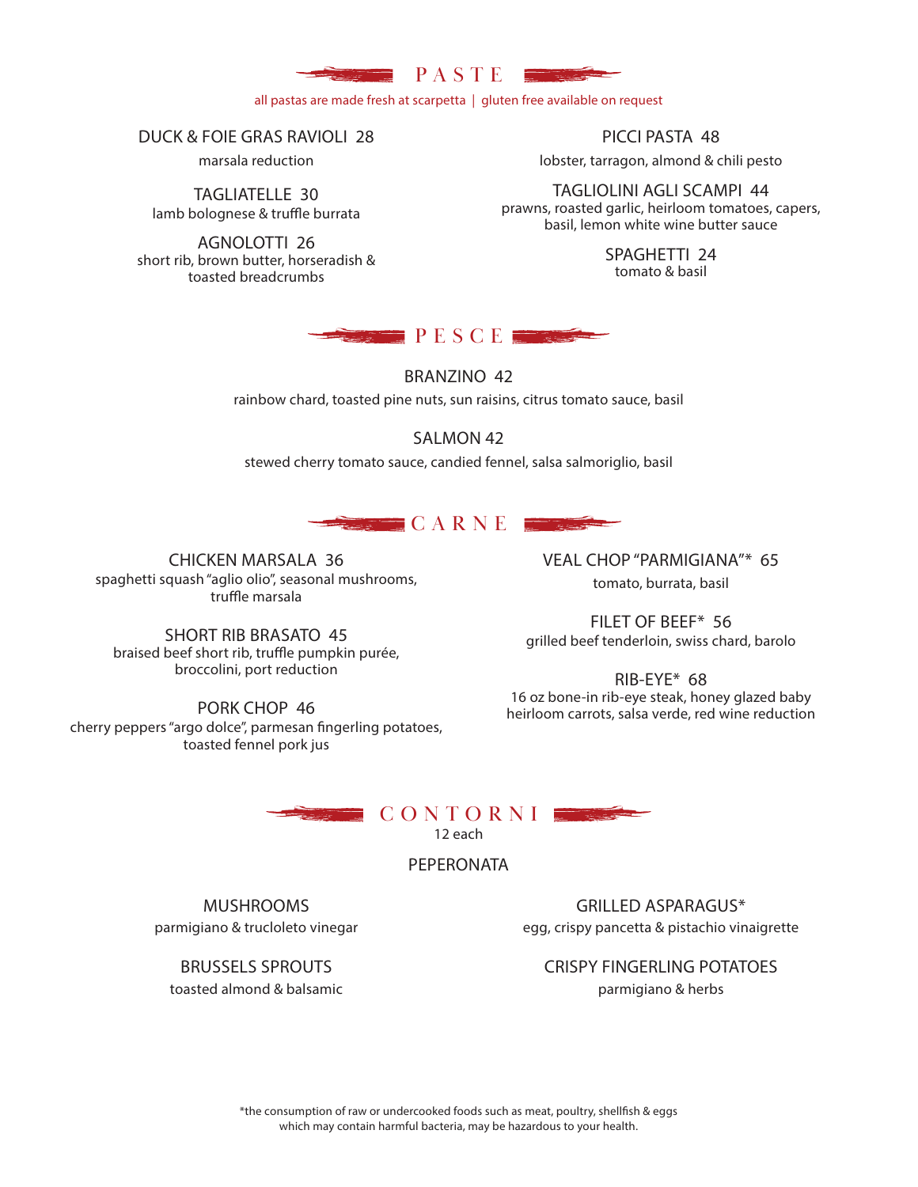## PASTE

all pastas are made fresh at scarpetta | gluten free available on request

DUCK & FOIE GRAS RAVIOLI 28
marsala reduction

TAGLIATELLE 30
lamb bolognese & truffle burrata

AGNOLOTTI 26
short rib, brown butter, horseradish & toasted breadcrumbs

PICCI PASTA 48
lobster, tarragon, almond & chili pesto

TAGLIOLINI AGLI SCAMPI 44
prawns, roasted garlic, heirloom tomatoes, capers, basil, lemon white wine butter sauce

SPAGHETTI 24
tomato & basil

## PESCE

BRANZINO 42
rainbow chard, toasted pine nuts, sun raisins, citrus tomato sauce, basil

SALMON 42
stewed cherry tomato sauce, candied fennel, salsa salmoriglio, basil

## CARNE

CHICKEN MARSALA 36
spaghetti squash "aglio olio", seasonal mushrooms, truffle marsala

SHORT RIB BRASATO 45
braised beef short rib, truffle pumpkin purée, broccolini, port reduction

PORK CHOP 46
cherry peppers "argo dolce", parmesan fingerling potatoes, toasted fennel pork jus

VEAL CHOP "PARMIGIANA"* 65
tomato, burrata, basil

FILET OF BEEF* 56
grilled beef tenderloin, swiss chard, barolo

RIB-EYE* 68
16 oz bone-in rib-eye steak, honey glazed baby heirloom carrots, salsa verde, red wine reduction

## CONTORNI

12 each

PEPERONATA

MUSHROOMS
parmigiano & trucloleto vinegar

BRUSSELS SPROUTS
toasted almond & balsamic

GRILLED ASPARAGUS*
egg, crispy pancetta & pistachio vinaigrette

CRISPY FINGERLING POTATOES
parmigiano & herbs

*the consumption of raw or undercooked foods such as meat, poultry, shellfish & eggs which may contain harmful bacteria, may be hazardous to your health.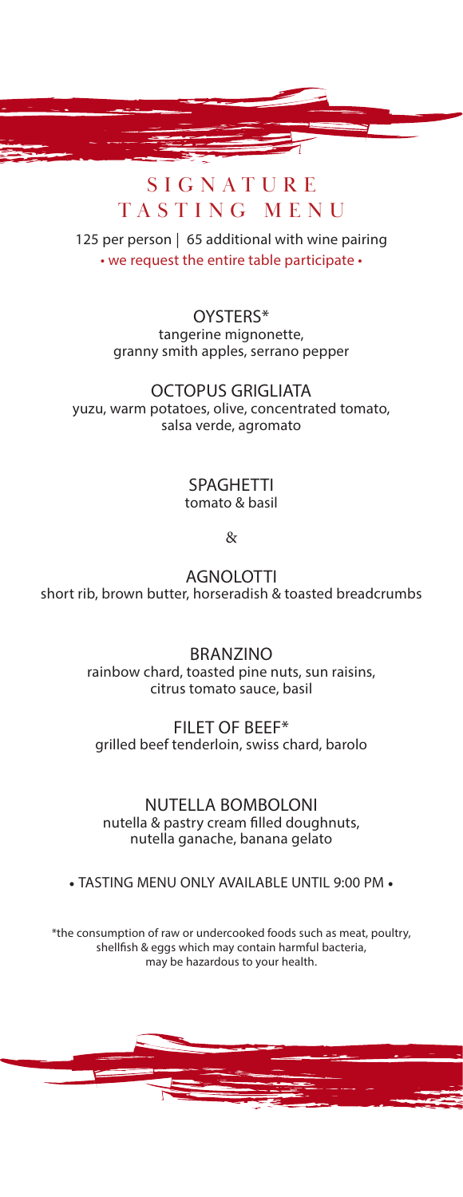# SIGNATURE TASTING MENU

125 per person | 65 additional with wine pairing

• we request the entire table participate •

## OYSTERS*

tangerine mignonette,
granny smith apples, serrano pepper

## OCTOPUS GRIGLIATA

yuzu, warm potatoes, olive, concentrated tomato,
salsa verde, agromato

## SPAGHETTI

tomato & basil

&

## AGNOLOTTI

short rib, brown butter, horseradish & toasted breadcrumbs

## BRANZINO

rainbow chard, toasted pine nuts, sun raisins,
citrus tomato sauce, basil

## FILET OF BEEF*

grilled beef tenderloin, swiss chard, barolo

## NUTELLA BOMBOLONI

nutella & pastry cream filled doughnuts,
nutella ganache, banana gelato

• TASTING MENU ONLY AVAILABLE UNTIL 9:00 PM •

*the consumption of raw or undercooked foods such as meat, poultry, shellfish & eggs which may contain harmful bacteria, may be hazardous to your health.